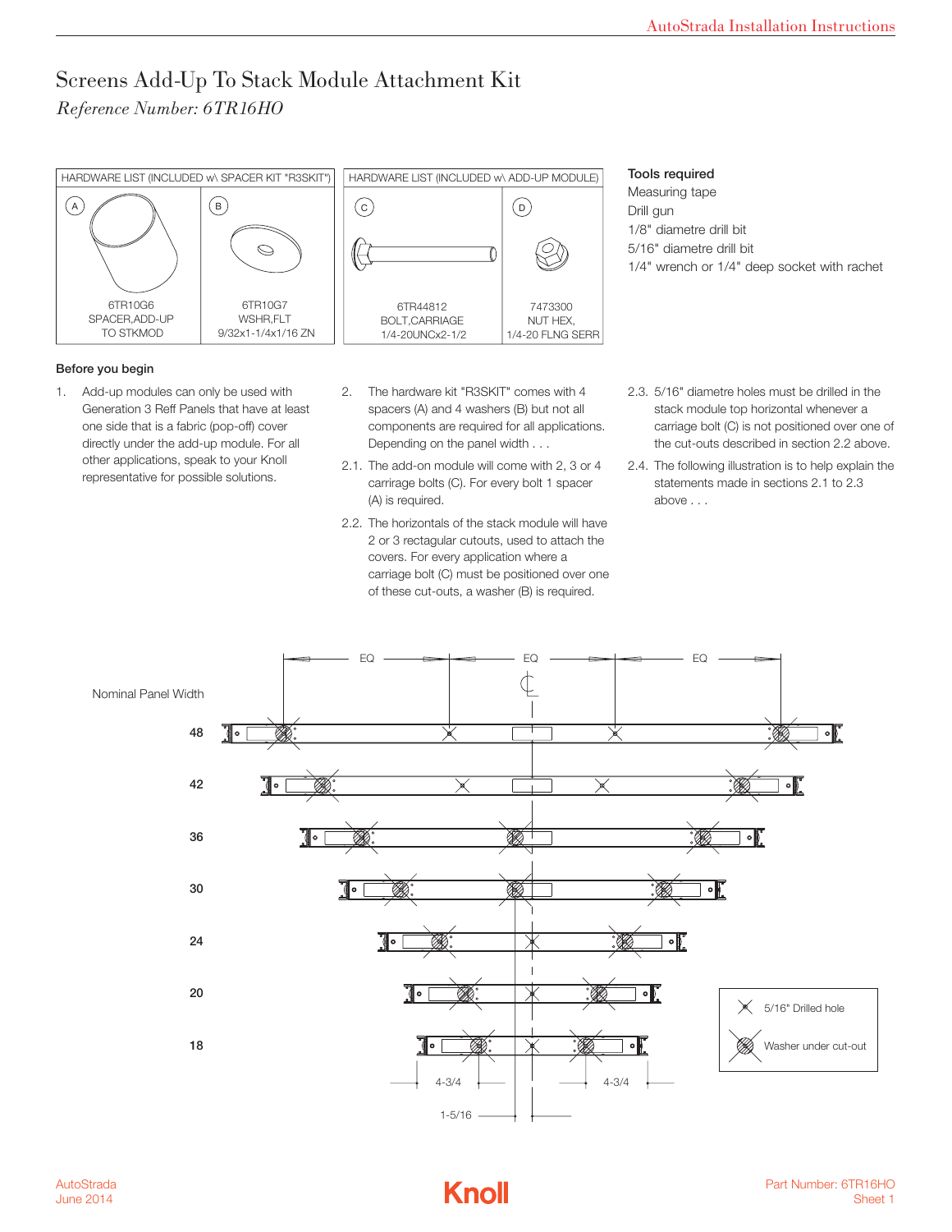# Screens Add-Up To Stack Module Attachment Kit

*Reference Number: 6TR16HO*

| HARDWARE LIST (INCLUDED w\ SPACER KIT "R3SKIT") | | HARDWARE LIST (INCLUDED w\ ADD-UP MODULE) | |
|---|---|---|---|
| A | B | C | D |
| 6TR10G6 SPACER,ADD-UP TO STKMOD | 6TR10G7 WSHR,FLT 9/32x1-1/4x1/16 ZN | 6TR44812 BOLT,CARRIAGE 1/4-20UNCx2-1/2 | 7473300 NUT HEX, 1/4-20 FLNG SERR |

**Tools required**

- Measuring tape
- Drill gun
- 1/8" diametre drill bit
- 5/16" diametre drill bit
- 1/4" wrench or 1/4" deep socket with rachet

**Before you begin**

1. Add-up modules can only be used with Generation 3 Reff Panels that have at least one side that is a fabric (pop-off) cover directly under the add-up module. For all other applications, speak to your Knoll representative for possible solutions.

2. The hardware kit "R3SKIT" comes with 4 spacers (A) and 4 washers (B) but not all components are required for all applications. Depending on the panel width . . .

2.1. The add-on module will come with 2, 3 or 4 carriage bolts (C). For every bolt 1 spacer (A) is required.

2.2. The horizontals of the stack module will have 2 or 3 rectagular cutouts, used to attach the covers. For every application where a carriage bolt (C) must be positioned over one of these cut-outs, a washer (B) is required.

2.3. 5/16" diametre holes must be drilled in the stack module top horizontal whenever a carriage bolt (C) is not positioned over one of the cut-outs described in section 2.2 above.

2.4. The following illustration is to help explain the statements made in sections 2.1 to 2.3 above . . .

Nominal Panel Width: 48, 42, 36, 30, 24, 20, 18

EQ — EQ — EQ

4-3/4 &nbsp;&nbsp; 4-3/4

1-5/16

5/16" Drilled hole

Washer under cut-out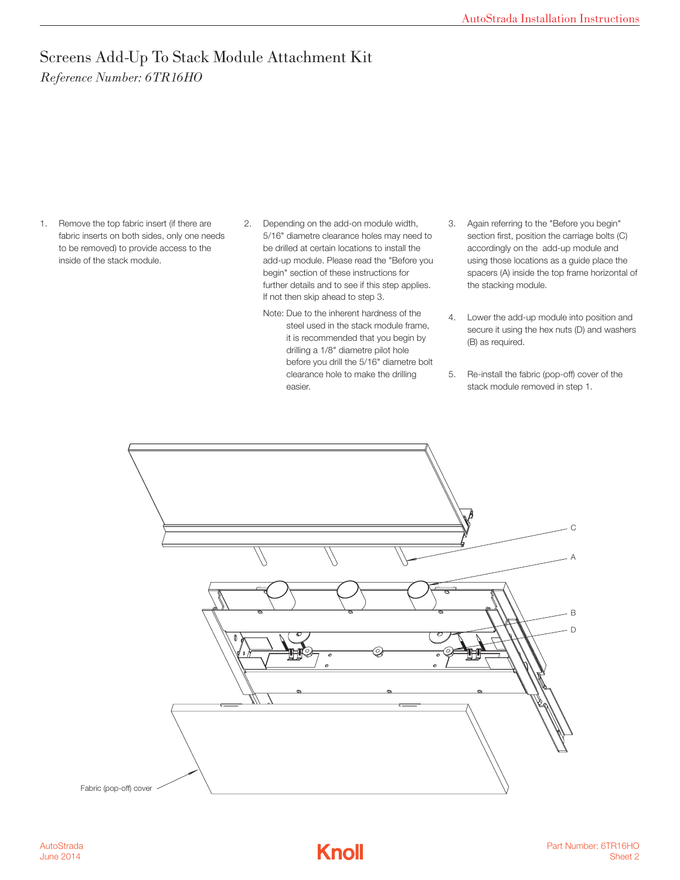# Screens Add-Up To Stack Module Attachment Kit

*Reference Number: 6TR16HO*

1. Remove the top fabric insert (if there are fabric inserts on both sides, only one needs to be removed) to provide access to the inside of the stack module.

2. Depending on the add-on module width, 5/16" diametre clearance holes may need to be drilled at certain locations to install the add-up module. Please read the "Before you begin" section of these instructions for further details and to see if this step applies. If not then skip ahead to step 3.

   Note: Due to the inherent hardness of the steel used in the stack module frame, it is recommended that you begin by drilling a 1/8" diametre pilot hole before you drill the 5/16" diametre bolt clearance hole to make the drilling easier.

3. Again referring to the "Before you begin" section first, position the carriage bolts (C) accordingly on the add-up module and using those locations as a guide place the spacers (A) inside the top frame horizontal of the stacking module.

4. Lower the add-up module into position and secure it using the hex nuts (D) and washers (B) as required.

5. Re-install the fabric (pop-off) cover of the stack module removed in step 1.

C

A

B

D

Fabric (pop-off) cover